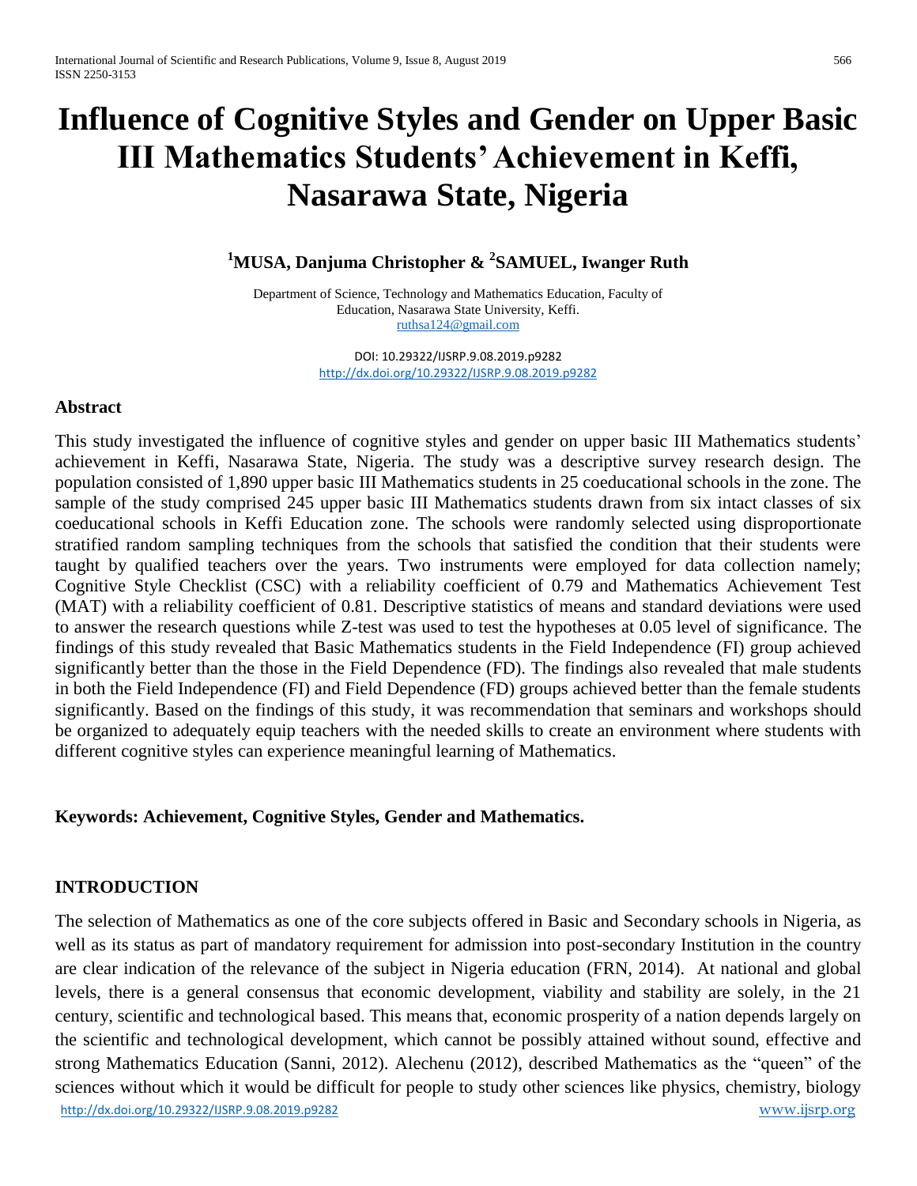# Influence of Cognitive Styles and Gender on Upper Basic III Mathematics Students' Achievement in Keffi, Nasarawa State, Nigeria

**[1]MUSA, Danjuma Christopher & [2]SAMUEL, Iwanger Ruth**

Department of Science, Technology and Mathematics Education, Faculty of Education, Nasarawa State University, Keffi.
ruthsa124@gmail.com

DOI: 10.29322/IJSRP.9.08.2019.p9282
http://dx.doi.org/10.29322/IJSRP.9.08.2019.p9282

## Abstract

This study investigated the influence of cognitive styles and gender on upper basic III Mathematics students' achievement in Keffi, Nasarawa State, Nigeria. The study was a descriptive survey research design. The population consisted of 1,890 upper basic III Mathematics students in 25 coeducational schools in the zone. The sample of the study comprised 245 upper basic III Mathematics students drawn from six intact classes of six coeducational schools in Keffi Education zone. The schools were randomly selected using disproportionate stratified random sampling techniques from the schools that satisfied the condition that their students were taught by qualified teachers over the years. Two instruments were employed for data collection namely; Cognitive Style Checklist (CSC) with a reliability coefficient of 0.79 and Mathematics Achievement Test (MAT) with a reliability coefficient of 0.81. Descriptive statistics of means and standard deviations were used to answer the research questions while Z-test was used to test the hypotheses at 0.05 level of significance. The findings of this study revealed that Basic Mathematics students in the Field Independence (FI) group achieved significantly better than the those in the Field Dependence (FD). The findings also revealed that male students in both the Field Independence (FI) and Field Dependence (FD) groups achieved better than the female students significantly. Based on the findings of this study, it was recommendation that seminars and workshops should be organized to adequately equip teachers with the needed skills to create an environment where students with different cognitive styles can experience meaningful learning of Mathematics.

**Keywords: Achievement, Cognitive Styles, Gender and Mathematics.**

## INTRODUCTION

The selection of Mathematics as one of the core subjects offered in Basic and Secondary schools in Nigeria, as well as its status as part of mandatory requirement for admission into post-secondary Institution in the country are clear indication of the relevance of the subject in Nigeria education (FRN, 2014). At national and global levels, there is a general consensus that economic development, viability and stability are solely, in the 21 century, scientific and technological based. This means that, economic prosperity of a nation depends largely on the scientific and technological development, which cannot be possibly attained without sound, effective and strong Mathematics Education (Sanni, 2012). Alechenu (2012), described Mathematics as the "queen" of the sciences without which it would be difficult for people to study other sciences like physics, chemistry, biology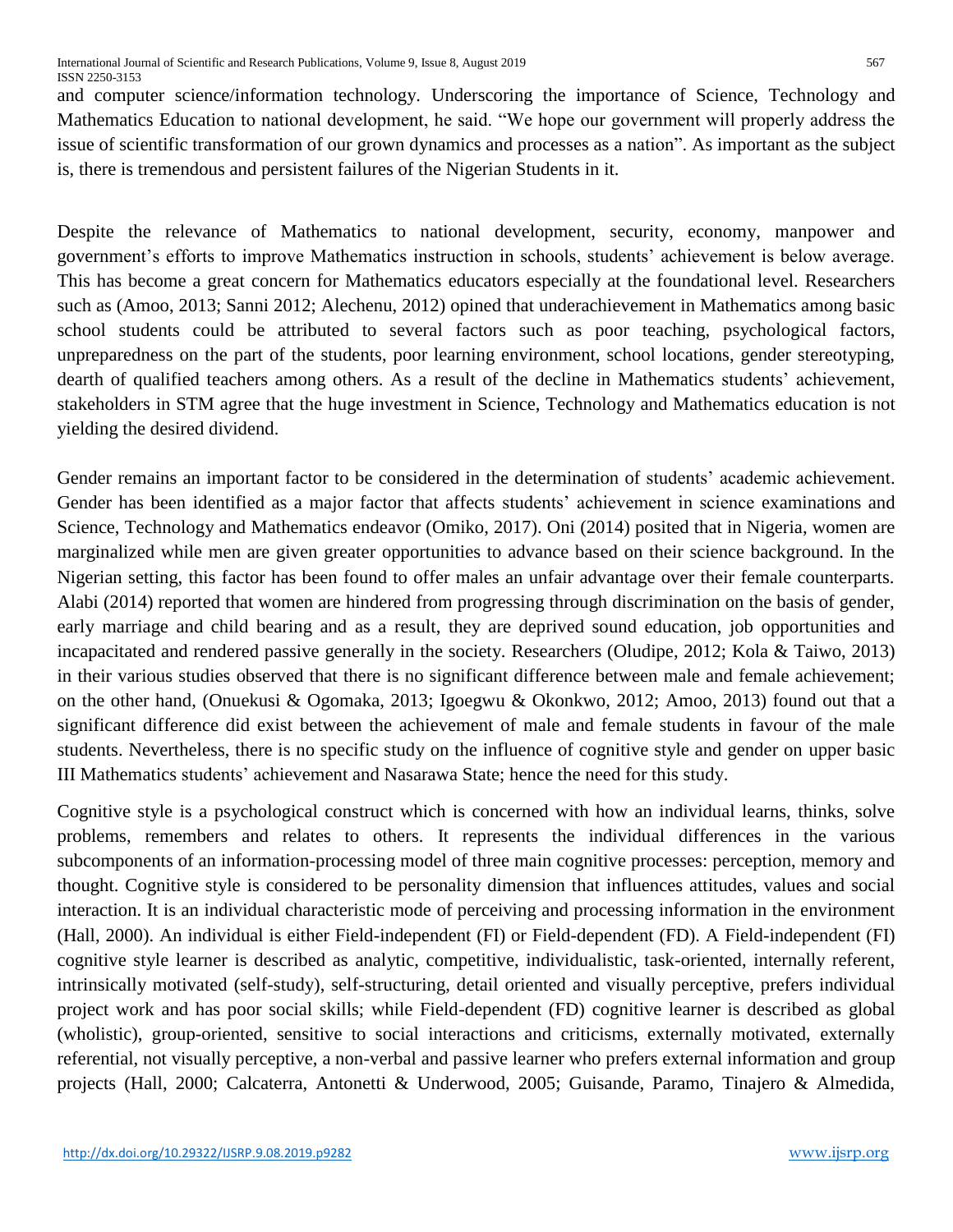and computer science/information technology. Underscoring the importance of Science, Technology and Mathematics Education to national development, he said. "We hope our government will properly address the issue of scientific transformation of our grown dynamics and processes as a nation". As important as the subject is, there is tremendous and persistent failures of the Nigerian Students in it.

Despite the relevance of Mathematics to national development, security, economy, manpower and government's efforts to improve Mathematics instruction in schools, students' achievement is below average. This has become a great concern for Mathematics educators especially at the foundational level. Researchers such as (Amoo, 2013; Sanni 2012; Alechenu, 2012) opined that underachievement in Mathematics among basic school students could be attributed to several factors such as poor teaching, psychological factors, unpreparedness on the part of the students, poor learning environment, school locations, gender stereotyping, dearth of qualified teachers among others. As a result of the decline in Mathematics students' achievement, stakeholders in STM agree that the huge investment in Science, Technology and Mathematics education is not yielding the desired dividend.

Gender remains an important factor to be considered in the determination of students' academic achievement. Gender has been identified as a major factor that affects students' achievement in science examinations and Science, Technology and Mathematics endeavor (Omiko, 2017). Oni (2014) posited that in Nigeria, women are marginalized while men are given greater opportunities to advance based on their science background. In the Nigerian setting, this factor has been found to offer males an unfair advantage over their female counterparts. Alabi (2014) reported that women are hindered from progressing through discrimination on the basis of gender, early marriage and child bearing and as a result, they are deprived sound education, job opportunities and incapacitated and rendered passive generally in the society. Researchers (Oludipe, 2012; Kola & Taiwo, 2013) in their various studies observed that there is no significant difference between male and female achievement; on the other hand, (Onuekusi & Ogomaka, 2013; Igoegwu & Okonkwo, 2012; Amoo, 2013) found out that a significant difference did exist between the achievement of male and female students in favour of the male students. Nevertheless, there is no specific study on the influence of cognitive style and gender on upper basic III Mathematics students' achievement and Nasarawa State; hence the need for this study.

Cognitive style is a psychological construct which is concerned with how an individual learns, thinks, solve problems, remembers and relates to others. It represents the individual differences in the various subcomponents of an information-processing model of three main cognitive processes: perception, memory and thought. Cognitive style is considered to be personality dimension that influences attitudes, values and social interaction. It is an individual characteristic mode of perceiving and processing information in the environment (Hall, 2000). An individual is either Field-independent (FI) or Field-dependent (FD). A Field-independent (FI) cognitive style learner is described as analytic, competitive, individualistic, task-oriented, internally referent, intrinsically motivated (self-study), self-structuring, detail oriented and visually perceptive, prefers individual project work and has poor social skills; while Field-dependent (FD) cognitive learner is described as global (wholistic), group-oriented, sensitive to social interactions and criticisms, externally motivated, externally referential, not visually perceptive, a non-verbal and passive learner who prefers external information and group projects (Hall, 2000; Calcaterra, Antonetti & Underwood, 2005; Guisande, Paramo, Tinajero & Almedida,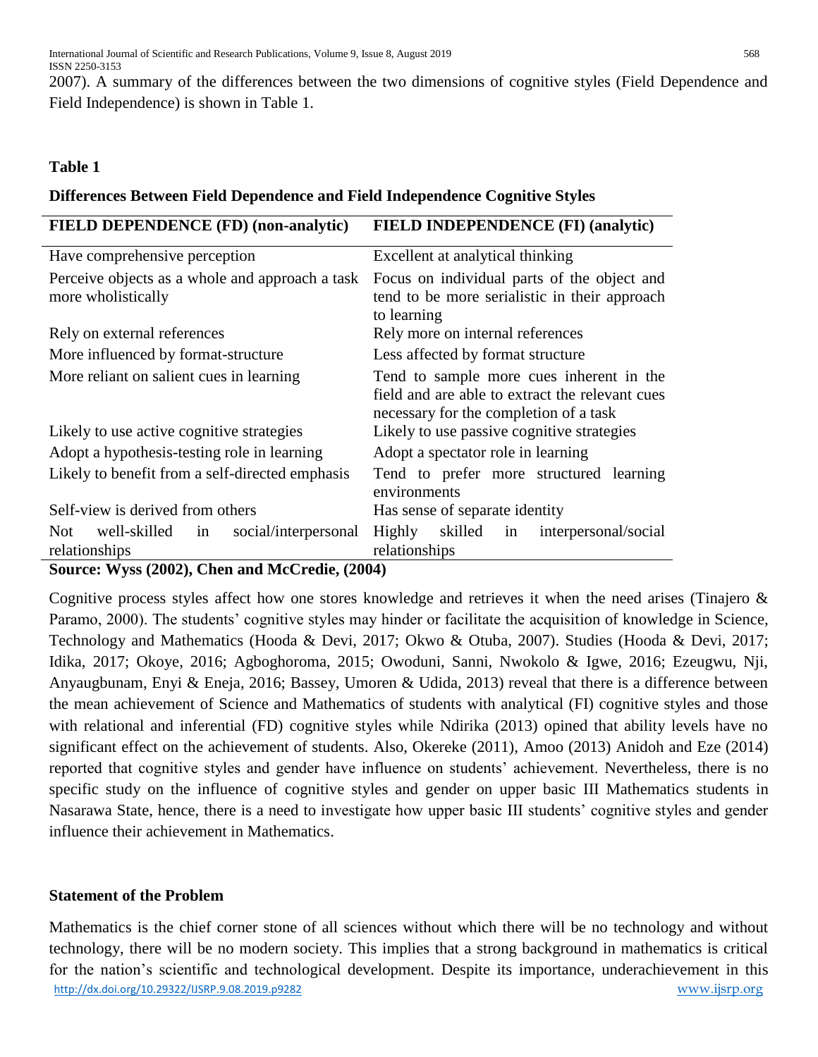2007). A summary of the differences between the two dimensions of cognitive styles (Field Dependence and Field Independence) is shown in Table 1.

**Table 1**

**Differences Between Field Dependence and Field Independence Cognitive Styles**

| FIELD DEPENDENCE (FD) (non-analytic) | FIELD INDEPENDENCE (FI) (analytic) |
|---|---|
| Have comprehensive perception | Excellent at analytical thinking |
| Perceive objects as a whole and approach a task more wholistically | Focus on individual parts of the object and tend to be more serialistic in their approach to learning |
| Rely on external references | Rely more on internal references |
| More influenced by format-structure | Less affected by format structure |
| More reliant on salient cues in learning | Tend to sample more cues inherent in the field and are able to extract the relevant cues necessary for the completion of a task |
| Likely to use active cognitive strategies | Likely to use passive cognitive strategies |
| Adopt a hypothesis-testing role in learning | Adopt a spectator role in learning |
| Likely to benefit from a self-directed emphasis | Tend to prefer more structured learning environments |
| Self-view is derived from others | Has sense of separate identity |
| Not well-skilled in social/interpersonal relationships | Highly skilled in interpersonal/social relationships |

**Source: Wyss (2002), Chen and McCredie, (2004)**

Cognitive process styles affect how one stores knowledge and retrieves it when the need arises (Tinajero & Paramo, 2000). The students' cognitive styles may hinder or facilitate the acquisition of knowledge in Science, Technology and Mathematics (Hooda & Devi, 2017; Okwo & Otuba, 2007). Studies (Hooda & Devi, 2017; Idika, 2017; Okoye, 2016; Agboghoroma, 2015; Owoduni, Sanni, Nwokolo & Igwe, 2016; Ezeugwu, Nji, Anyaugbunam, Enyi & Eneja, 2016; Bassey, Umoren & Udida, 2013) reveal that there is a difference between the mean achievement of Science and Mathematics of students with analytical (FI) cognitive styles and those with relational and inferential (FD) cognitive styles while Ndirika (2013) opined that ability levels have no significant effect on the achievement of students. Also, Okereke (2011), Amoo (2013) Anidoh and Eze (2014) reported that cognitive styles and gender have influence on students' achievement. Nevertheless, there is no specific study on the influence of cognitive styles and gender on upper basic III Mathematics students in Nasarawa State, hence, there is a need to investigate how upper basic III students' cognitive styles and gender influence their achievement in Mathematics.

## Statement of the Problem

Mathematics is the chief corner stone of all sciences without which there will be no technology and without technology, there will be no modern society. This implies that a strong background in mathematics is critical for the nation's scientific and technological development. Despite its importance, underachievement in this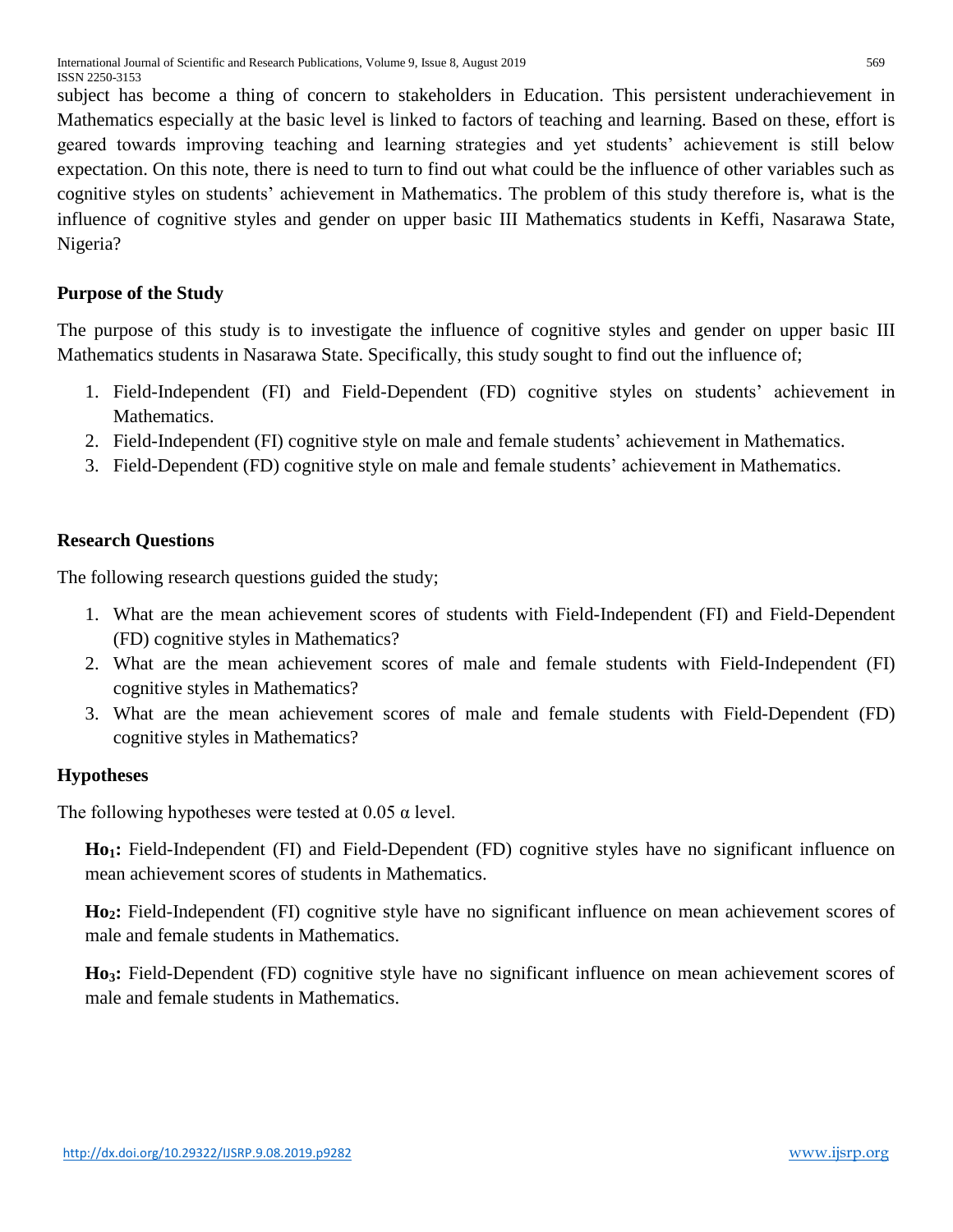subject has become a thing of concern to stakeholders in Education. This persistent underachievement in Mathematics especially at the basic level is linked to factors of teaching and learning. Based on these, effort is geared towards improving teaching and learning strategies and yet students' achievement is still below expectation. On this note, there is need to turn to find out what could be the influence of other variables such as cognitive styles on students' achievement in Mathematics. The problem of this study therefore is, what is the influence of cognitive styles and gender on upper basic III Mathematics students in Keffi, Nasarawa State, Nigeria?

### Purpose of the Study

The purpose of this study is to investigate the influence of cognitive styles and gender on upper basic III Mathematics students in Nasarawa State. Specifically, this study sought to find out the influence of;

1. Field-Independent (FI) and Field-Dependent (FD) cognitive styles on students' achievement in Mathematics.
2. Field-Independent (FI) cognitive style on male and female students' achievement in Mathematics.
3. Field-Dependent (FD) cognitive style on male and female students' achievement in Mathematics.

### Research Questions

The following research questions guided the study;

1. What are the mean achievement scores of students with Field-Independent (FI) and Field-Dependent (FD) cognitive styles in Mathematics?
2. What are the mean achievement scores of male and female students with Field-Independent (FI) cognitive styles in Mathematics?
3. What are the mean achievement scores of male and female students with Field-Dependent (FD) cognitive styles in Mathematics?

### Hypotheses

The following hypotheses were tested at 0.05 $\alpha$ level.

**$Ho_1$:** Field-Independent (FI) and Field-Dependent (FD) cognitive styles have no significant influence on mean achievement scores of students in Mathematics.

**$Ho_2$:** Field-Independent (FI) cognitive style have no significant influence on mean achievement scores of male and female students in Mathematics.

**$Ho_3$:** Field-Dependent (FD) cognitive style have no significant influence on mean achievement scores of male and female students in Mathematics.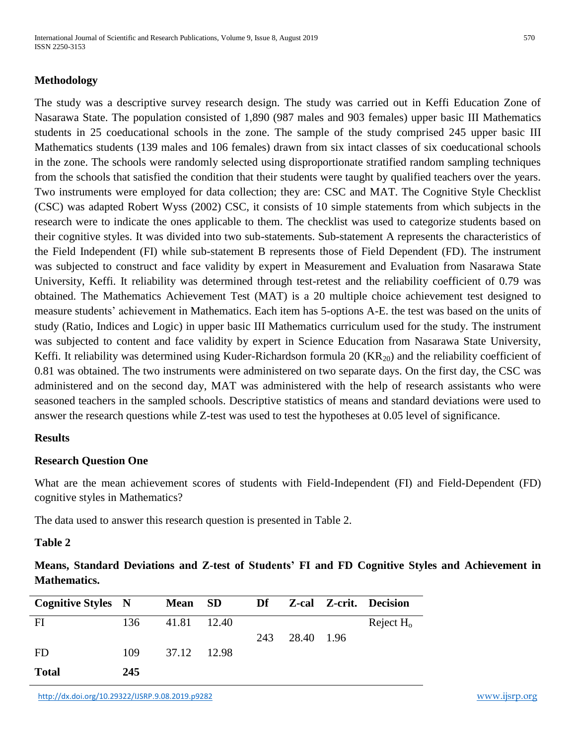## Methodology

The study was a descriptive survey research design. The study was carried out in Keffi Education Zone of Nasarawa State. The population consisted of 1,890 (987 males and 903 females) upper basic III Mathematics students in 25 coeducational schools in the zone. The sample of the study comprised 245 upper basic III Mathematics students (139 males and 106 females) drawn from six intact classes of six coeducational schools in the zone. The schools were randomly selected using disproportionate stratified random sampling techniques from the schools that satisfied the condition that their students were taught by qualified teachers over the years. Two instruments were employed for data collection; they are: CSC and MAT. The Cognitive Style Checklist (CSC) was adapted Robert Wyss (2002) CSC, it consists of 10 simple statements from which subjects in the research were to indicate the ones applicable to them. The checklist was used to categorize students based on their cognitive styles. It was divided into two sub-statements. Sub-statement A represents the characteristics of the Field Independent (FI) while sub-statement B represents those of Field Dependent (FD). The instrument was subjected to construct and face validity by expert in Measurement and Evaluation from Nasarawa State University, Keffi. It reliability was determined through test-retest and the reliability coefficient of 0.79 was obtained. The Mathematics Achievement Test (MAT) is a 20 multiple choice achievement test designed to measure students' achievement in Mathematics. Each item has 5-options A-E. the test was based on the units of study (Ratio, Indices and Logic) in upper basic III Mathematics curriculum used for the study. The instrument was subjected to content and face validity by expert in Science Education from Nasarawa State University, Keffi. It reliability was determined using Kuder-Richardson formula 20 ($KR_{20}$) and the reliability coefficient of 0.81 was obtained. The two instruments were administered on two separate days. On the first day, the CSC was administered and on the second day, MAT was administered with the help of research assistants who were seasoned teachers in the sampled schools. Descriptive statistics of means and standard deviations were used to answer the research questions while Z-test was used to test the hypotheses at 0.05 level of significance.

## Results

### Research Question One

What are the mean achievement scores of students with Field-Independent (FI) and Field-Dependent (FD) cognitive styles in Mathematics?

The data used to answer this research question is presented in Table 2.

**Table 2**

**Means, Standard Deviations and Z-test of Students' FI and FD Cognitive Styles and Achievement in Mathematics.**

| Cognitive Styles | N | Mean | SD | Df | Z-cal | Z-crit. | Decision |
|---|---|---|---|---|---|---|---|
| FI | 136 | 41.81 | 12.40 | | | | Reject $H_o$ |
| | | | | 243 | 28.40 | 1.96 | |
| FD | 109 | 37.12 | 12.98 | | | | |
| **Total** | **245** | | | | | | |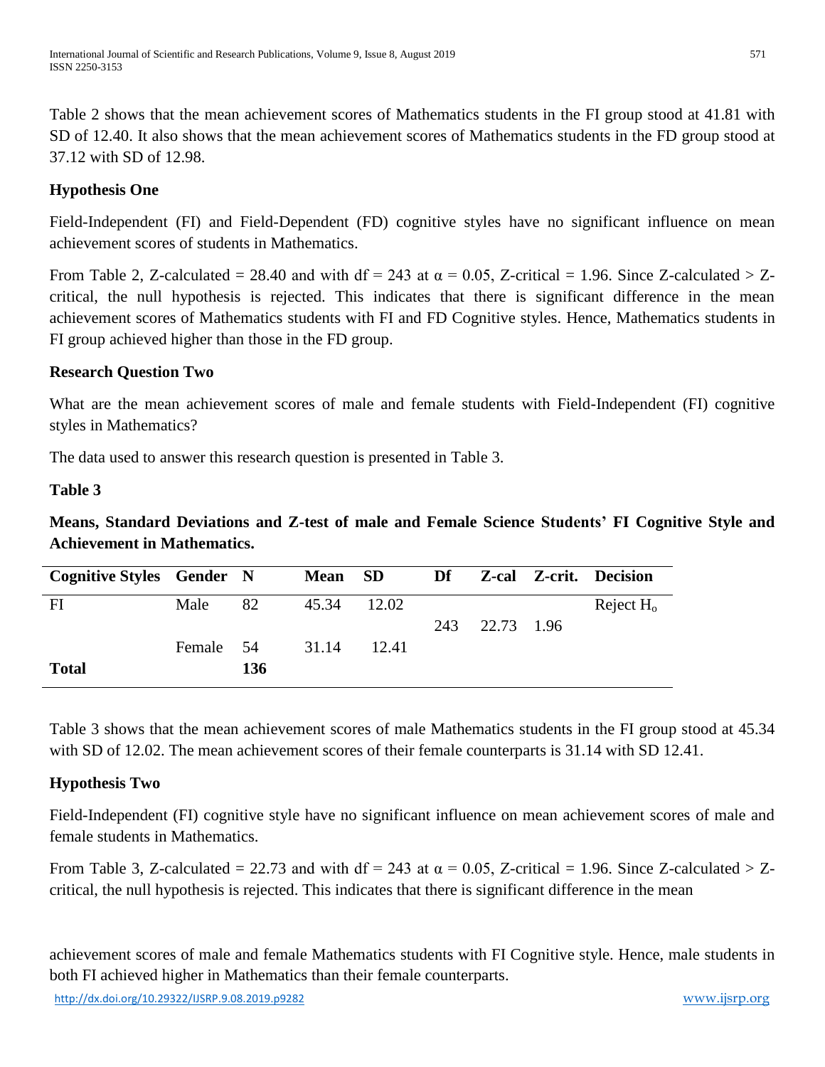Table 2 shows that the mean achievement scores of Mathematics students in the FI group stood at 41.81 with SD of 12.40. It also shows that the mean achievement scores of Mathematics students in the FD group stood at 37.12 with SD of 12.98.

**Hypothesis One**

Field-Independent (FI) and Field-Dependent (FD) cognitive styles have no significant influence on mean achievement scores of students in Mathematics.

From Table 2, Z-calculated = 28.40 and with df = 243 at $\alpha = 0.05$, Z-critical = 1.96. Since Z-calculated > Z-critical, the null hypothesis is rejected. This indicates that there is significant difference in the mean achievement scores of Mathematics students with FI and FD Cognitive styles. Hence, Mathematics students in FI group achieved higher than those in the FD group.

**Research Question Two**

What are the mean achievement scores of male and female students with Field-Independent (FI) cognitive styles in Mathematics?

The data used to answer this research question is presented in Table 3.

**Table 3**

**Means, Standard Deviations and Z-test of male and Female Science Students' FI Cognitive Style and Achievement in Mathematics.**

| Cognitive Styles | Gender | N | Mean | SD | Df | Z-cal | Z-crit. | Decision |
|---|---|---|---|---|---|---|---|---|
| FI | Male | 82 | 45.34 | 12.02 | 243 | 22.73 | 1.96 | Reject $H_o$ |
| | Female | 54 | 31.14 | 12.41 | | | | |
| **Total** | | **136** | | | | | | |

Table 3 shows that the mean achievement scores of male Mathematics students in the FI group stood at 45.34 with SD of 12.02. The mean achievement scores of their female counterparts is 31.14 with SD 12.41.

**Hypothesis Two**

Field-Independent (FI) cognitive style have no significant influence on mean achievement scores of male and female students in Mathematics.

From Table 3, Z-calculated = 22.73 and with df = 243 at $\alpha = 0.05$, Z-critical = 1.96. Since Z-calculated > Z-critical, the null hypothesis is rejected. This indicates that there is significant difference in the mean achievement scores of male and female Mathematics students with FI Cognitive style. Hence, male students in both FI achieved higher in Mathematics than their female counterparts.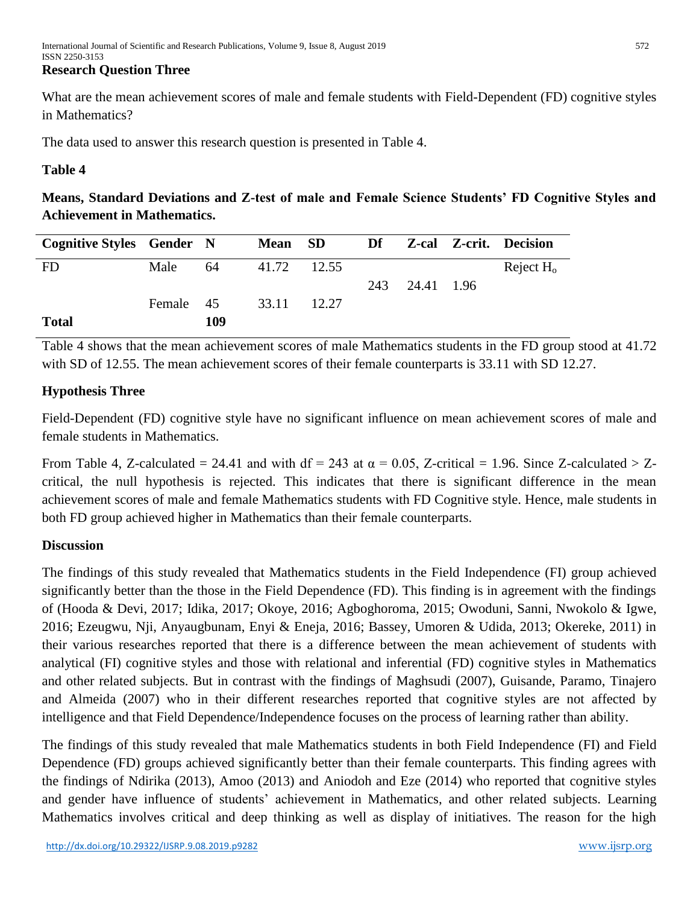**Research Question Three**

What are the mean achievement scores of male and female students with Field-Dependent (FD) cognitive styles in Mathematics?

The data used to answer this research question is presented in Table 4.

**Table 4**

**Means, Standard Deviations and Z-test of male and Female Science Students' FD Cognitive Styles and Achievement in Mathematics.**

| Cognitive Styles | Gender | N | Mean | SD | Df | Z-cal | Z-crit. | Decision |
|---|---|---|---|---|---|---|---|---|
| FD | Male | 64 | 41.72 | 12.55 | | | | Reject $H_o$ |
| | | | | | 243 | 24.41 | 1.96 | |
| | Female | 45 | 33.11 | 12.27 | | | | |
| **Total** | | **109** | | | | | | |

Table 4 shows that the mean achievement scores of male Mathematics students in the FD group stood at 41.72 with SD of 12.55. The mean achievement scores of their female counterparts is 33.11 with SD 12.27.

**Hypothesis Three**

Field-Dependent (FD) cognitive style have no significant influence on mean achievement scores of male and female students in Mathematics.

From Table 4, Z-calculated = 24.41 and with df = 243 at $\alpha = 0.05$, Z-critical = 1.96. Since Z-calculated > Z-critical, the null hypothesis is rejected. This indicates that there is significant difference in the mean achievement scores of male and female Mathematics students with FD Cognitive style. Hence, male students in both FD group achieved higher in Mathematics than their female counterparts.

**Discussion**

The findings of this study revealed that Mathematics students in the Field Independence (FI) group achieved significantly better than the those in the Field Dependence (FD). This finding is in agreement with the findings of (Hooda & Devi, 2017; Idika, 2017; Okoye, 2016; Agboghoroma, 2015; Owoduni, Sanni, Nwokolo & Igwe, 2016; Ezeugwu, Nji, Anyaugbunam, Enyi & Eneja, 2016; Bassey, Umoren & Udida, 2013; Okereke, 2011) in their various researches reported that there is a difference between the mean achievement of students with analytical (FI) cognitive styles and those with relational and inferential (FD) cognitive styles in Mathematics and other related subjects. But in contrast with the findings of Maghsudi (2007), Guisande, Paramo, Tinajero and Almeida (2007) who in their different researches reported that cognitive styles are not affected by intelligence and that Field Dependence/Independence focuses on the process of learning rather than ability.

The findings of this study revealed that male Mathematics students in both Field Independence (FI) and Field Dependence (FD) groups achieved significantly better than their female counterparts. This finding agrees with the findings of Ndirika (2013), Amoo (2013) and Aniodoh and Eze (2014) who reported that cognitive styles and gender have influence of students' achievement in Mathematics, and other related subjects. Learning Mathematics involves critical and deep thinking as well as display of initiatives. The reason for the high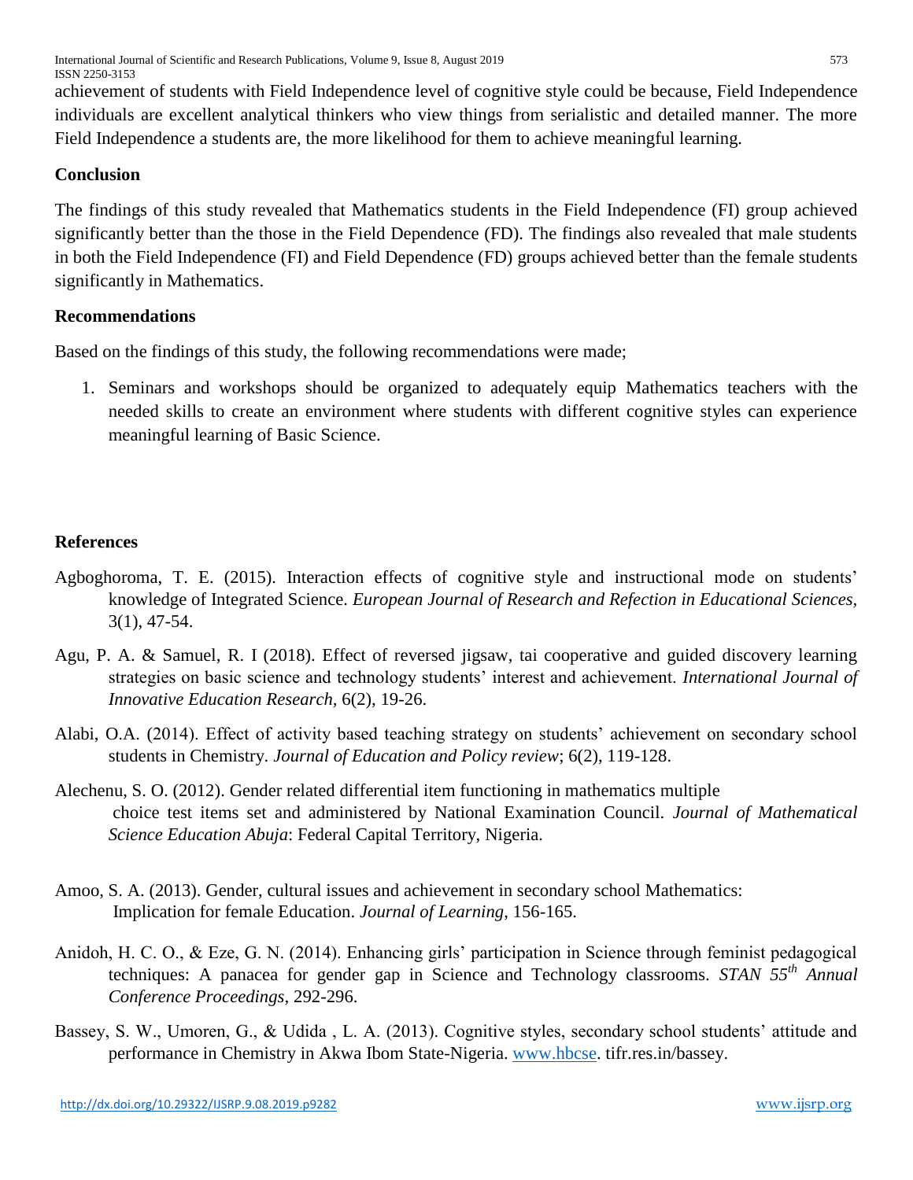achievement of students with Field Independence level of cognitive style could be because, Field Independence individuals are excellent analytical thinkers who view things from serialistic and detailed manner. The more Field Independence a students are, the more likelihood for them to achieve meaningful learning.

## Conclusion

The findings of this study revealed that Mathematics students in the Field Independence (FI) group achieved significantly better than the those in the Field Dependence (FD). The findings also revealed that male students in both the Field Independence (FI) and Field Dependence (FD) groups achieved better than the female students significantly in Mathematics.

## Recommendations

Based on the findings of this study, the following recommendations were made;

1. Seminars and workshops should be organized to adequately equip Mathematics teachers with the needed skills to create an environment where students with different cognitive styles can experience meaningful learning of Basic Science.

## References

Agboghoroma, T. E. (2015). Interaction effects of cognitive style and instructional mode on students' knowledge of Integrated Science. *European Journal of Research and Refection in Educational Sciences,* 3(1), 47-54.

Agu, P. A. & Samuel, R. I (2018). Effect of reversed jigsaw, tai cooperative and guided discovery learning strategies on basic science and technology students' interest and achievement. *International Journal of Innovative Education Research,* 6(2), 19-26.

Alabi, O.A. (2014). Effect of activity based teaching strategy on students' achievement on secondary school students in Chemistry. *Journal of Education and Policy review*; 6(2), 119-128.

Alechenu, S. O. (2012). Gender related differential item functioning in mathematics multiple choice test items set and administered by National Examination Council. *Journal of Mathematical Science Education Abuja*: Federal Capital Territory, Nigeria.

Amoo, S. A. (2013). Gender, cultural issues and achievement in secondary school Mathematics: Implication for female Education. *Journal of Learning*, 156-165.

Anidoh, H. C. O., & Eze, G. N. (2014). Enhancing girls' participation in Science through feminist pedagogical techniques: A panacea for gender gap in Science and Technology classrooms. *STAN 55th Annual Conference Proceedings*, 292-296.

Bassey, S. W., Umoren, G., & Udida , L. A. (2013). Cognitive styles, secondary school students' attitude and performance in Chemistry in Akwa Ibom State-Nigeria. www.hbcse. tifr.res.in/bassey.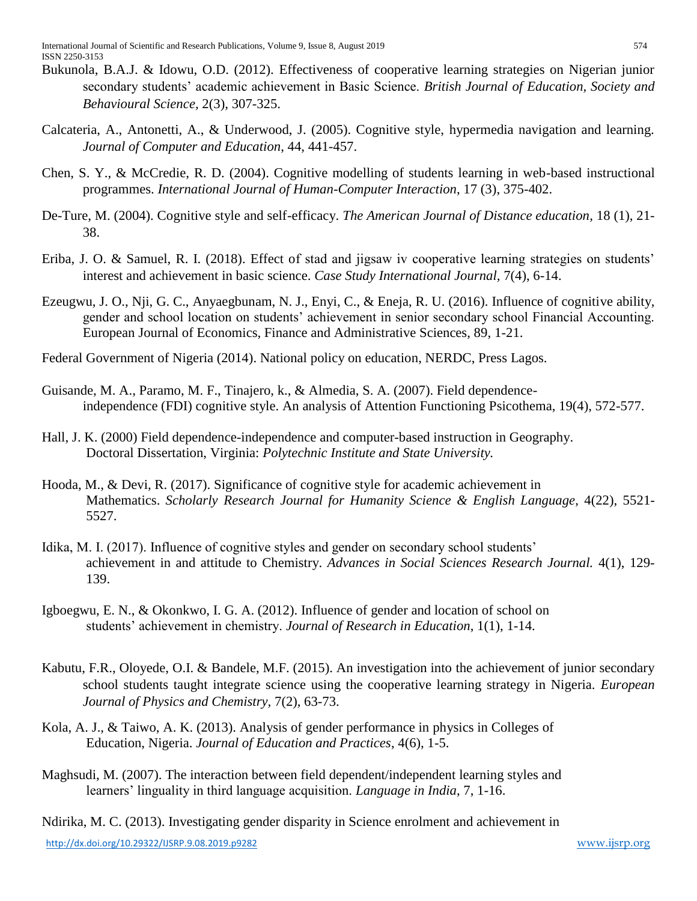Bukunola, B.A.J. & Idowu, O.D. (2012). Effectiveness of cooperative learning strategies on Nigerian junior secondary students' academic achievement in Basic Science. *British Journal of Education, Society and Behavioural Science*, 2(3), 307-325.

Calcateria, A., Antonetti, A., & Underwood, J. (2005). Cognitive style, hypermedia navigation and learning. *Journal of Computer and Education*, 44, 441-457.

Chen, S. Y., & McCredie, R. D. (2004). Cognitive modelling of students learning in web-based instructional programmes. *International Journal of Human-Computer Interaction*, 17 (3), 375-402.

De-Ture, M. (2004). Cognitive style and self-efficacy. *The American Journal of Distance education*, 18 (1), 21-38.

Eriba, J. O. & Samuel, R. I. (2018). Effect of stad and jigsaw iv cooperative learning strategies on students' interest and achievement in basic science. *Case Study International Journal*, 7(4), 6-14.

Ezeugwu, J. O., Nji, G. C., Anyaegbunam, N. J., Enyi, C., & Eneja, R. U. (2016). Influence of cognitive ability, gender and school location on students' achievement in senior secondary school Financial Accounting. European Journal of Economics, Finance and Administrative Sciences, 89, 1-21.

Federal Government of Nigeria (2014). National policy on education, NERDC, Press Lagos.

Guisande, M. A., Paramo, M. F., Tinajero, k., & Almedia, S. A. (2007). Field dependence-independence (FDI) cognitive style. An analysis of Attention Functioning Psicothema, 19(4), 572-577.

Hall, J. K. (2000) Field dependence-independence and computer-based instruction in Geography. Doctoral Dissertation, Virginia: *Polytechnic Institute and State University.*

Hooda, M., & Devi, R. (2017). Significance of cognitive style for academic achievement in Mathematics. *Scholarly Research Journal for Humanity Science & English Language*, 4(22), 5521-5527.

Idika, M. I. (2017). Influence of cognitive styles and gender on secondary school students' achievement in and attitude to Chemistry. *Advances in Social Sciences Research Journal.* 4(1), 129-139.

Igboegwu, E. N., & Okonkwo, I. G. A. (2012). Influence of gender and location of school on students' achievement in chemistry. *Journal of Research in Education*, 1(1), 1-14.

Kabutu, F.R., Oloyede, O.I. & Bandele, M.F. (2015). An investigation into the achievement of junior secondary school students taught integrate science using the cooperative learning strategy in Nigeria. *European Journal of Physics and Chemistry*, 7(2), 63-73.

Kola, A. J., & Taiwo, A. K. (2013). Analysis of gender performance in physics in Colleges of Education, Nigeria. *Journal of Education and Practices*, 4(6), 1-5.

Maghsudi, M. (2007). The interaction between field dependent/independent learning styles and learners' linguality in third language acquisition. *Language in India*, 7, 1-16.

Ndirika, M. C. (2013). Investigating gender disparity in Science enrolment and achievement in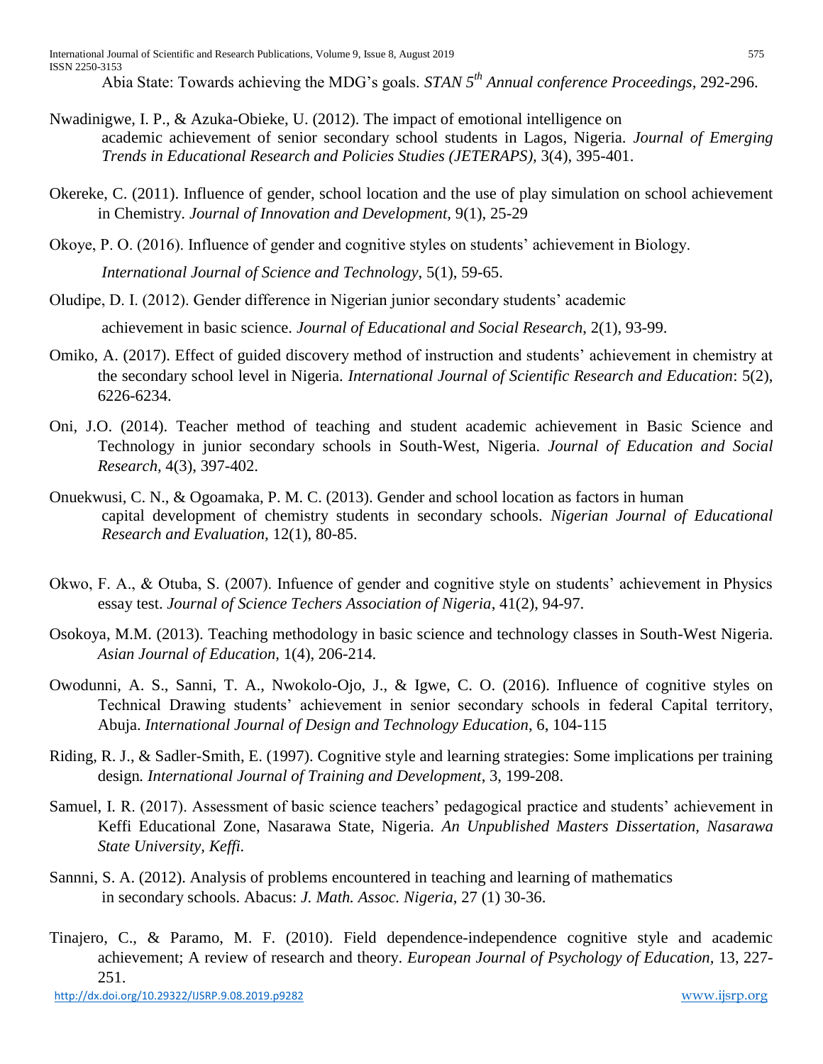Abia State: Towards achieving the MDG's goals. *STAN 5th Annual conference Proceedings*, 292-296.

Nwadinigwe, I. P., & Azuka-Obieke, U. (2012). The impact of emotional intelligence on academic achievement of senior secondary school students in Lagos, Nigeria. *Journal of Emerging Trends in Educational Research and Policies Studies (JETERAPS),* 3(4), 395-401.

Okereke, C. (2011). Influence of gender, school location and the use of play simulation on school achievement in Chemistry. *Journal of Innovation and Development,* 9(1), 25-29

Okoye, P. O. (2016). Influence of gender and cognitive styles on students' achievement in Biology. *International Journal of Science and Technology*, 5(1), 59-65.

Oludipe, D. I. (2012). Gender difference in Nigerian junior secondary students' academic achievement in basic science. *Journal of Educational and Social Research,* 2(1), 93-99.

Omiko, A. (2017). Effect of guided discovery method of instruction and students' achievement in chemistry at the secondary school level in Nigeria. *International Journal of Scientific Research and Education*: 5(2), 6226-6234.

Oni, J.O. (2014). Teacher method of teaching and student academic achievement in Basic Science and Technology in junior secondary schools in South-West, Nigeria. *Journal of Education and Social Research,* 4(3), 397-402.

Onuekwusi, C. N., & Ogoamaka, P. M. C. (2013). Gender and school location as factors in human capital development of chemistry students in secondary schools. *Nigerian Journal of Educational Research and Evaluation,* 12(1), 80-85.

Okwo, F. A., & Otuba, S. (2007). Infuence of gender and cognitive style on students' achievement in Physics essay test. *Journal of Science Techers Association of Nigeria*, 41(2), 94-97.

Osokoya, M.M. (2013). Teaching methodology in basic science and technology classes in South-West Nigeria. *Asian Journal of Education,* 1(4), 206-214.

Owodunni, A. S., Sanni, T. A., Nwokolo-Ojo, J., & Igwe, C. O. (2016). Influence of cognitive styles on Technical Drawing students' achievement in senior secondary schools in federal Capital territory, Abuja. *International Journal of Design and Technology Education*, 6, 104-115

Riding, R. J., & Sadler-Smith, E. (1997). Cognitive style and learning strategies: Some implications per training design*. International Journal of Training and Development*, 3, 199-208.

Samuel, I. R. (2017). Assessment of basic science teachers' pedagogical practice and students' achievement in Keffi Educational Zone, Nasarawa State, Nigeria. *An Unpublished Masters Dissertation, Nasarawa State University, Keffi.*

Sannni, S. A. (2012). Analysis of problems encountered in teaching and learning of mathematics in secondary schools. Abacus: *J. Math. Assoc. Nigeria*, 27 (1) 30-36.

Tinajero, C., & Paramo, M. F. (2010). Field dependence-independence cognitive style and academic achievement; A review of research and theory. *European Journal of Psychology of Education,* 13, 227-251.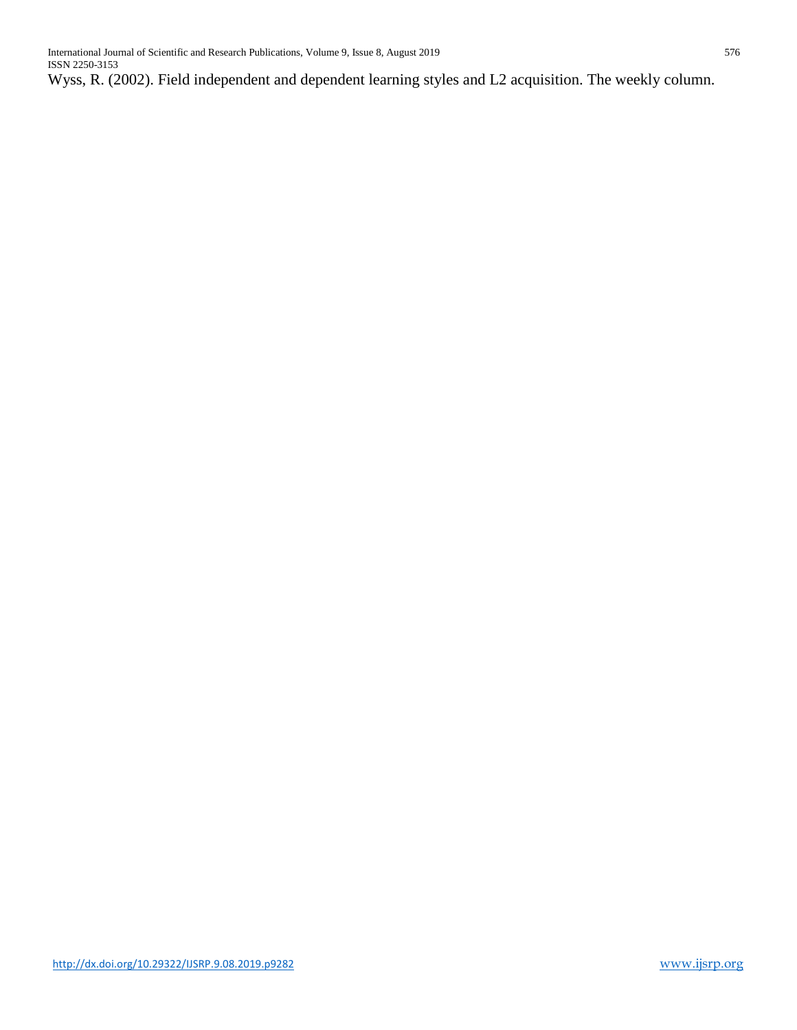Wyss, R. (2002). Field independent and dependent learning styles and L2 acquisition. The weekly column.